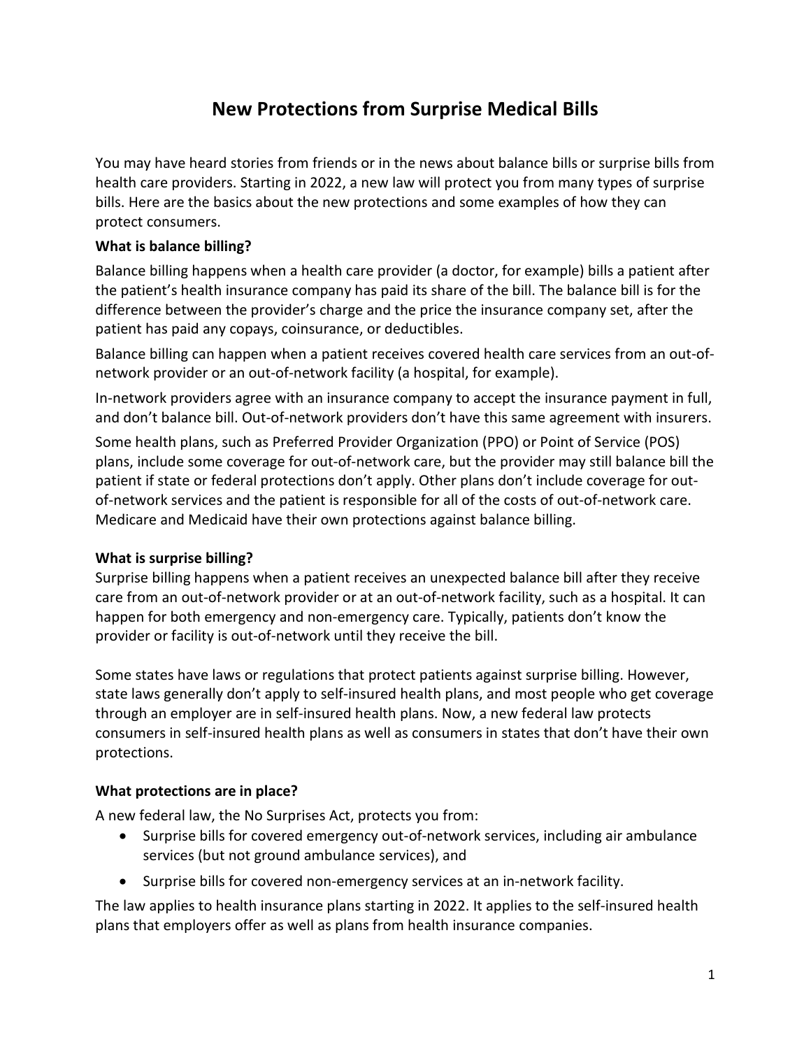# New Protections from Surprise Medical Bills

You may have heard stories from friends or in the news about balance bills or surprise bills from health care providers. Starting in 2022, a new law will protect you from many types of surprise bills. Here are the basics about the new protections and some examples of how they can protect consumers.

**What is balance billing?**

Balance billing happens when a health care provider (a doctor, for example) bills a patient after the patient's health insurance company has paid its share of the bill. The balance bill is for the difference between the provider's charge and the price the insurance company set, after the patient has paid any copays, coinsurance, or deductibles.

Balance billing can happen when a patient receives covered health care services from an out-of-network provider or an out-of-network facility (a hospital, for example).

In-network providers agree with an insurance company to accept the insurance payment in full, and don't balance bill. Out-of-network providers don't have this same agreement with insurers.

Some health plans, such as Preferred Provider Organization (PPO) or Point of Service (POS) plans, include some coverage for out-of-network care, but the provider may still balance bill the patient if state or federal protections don't apply. Other plans don't include coverage for out-of-network services and the patient is responsible for all of the costs of out-of-network care. Medicare and Medicaid have their own protections against balance billing.

**What is surprise billing?**

Surprise billing happens when a patient receives an unexpected balance bill after they receive care from an out-of-network provider or at an out-of-network facility, such as a hospital. It can happen for both emergency and non-emergency care. Typically, patients don't know the provider or facility is out-of-network until they receive the bill.

Some states have laws or regulations that protect patients against surprise billing. However, state laws generally don't apply to self-insured health plans, and most people who get coverage through an employer are in self-insured health plans. Now, a new federal law protects consumers in self-insured health plans as well as consumers in states that don't have their own protections.

**What protections are in place?**

A new federal law, the No Surprises Act, protects you from:

- Surprise bills for covered emergency out-of-network services, including air ambulance services (but not ground ambulance services), and
- Surprise bills for covered non-emergency services at an in-network facility.

The law applies to health insurance plans starting in 2022. It applies to the self-insured health plans that employers offer as well as plans from health insurance companies.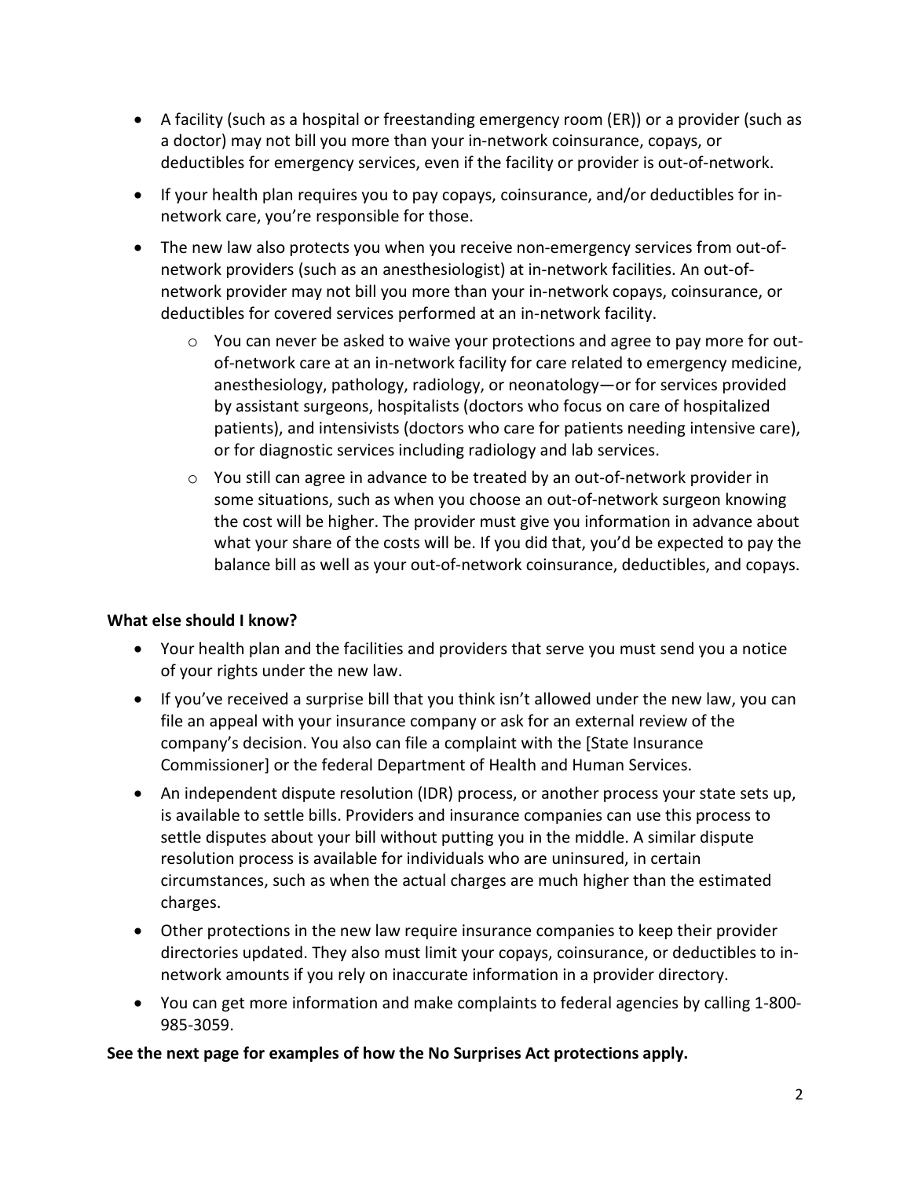- A facility (such as a hospital or freestanding emergency room (ER)) or a provider (such as a doctor) may not bill you more than your in-network coinsurance, copays, or deductibles for emergency services, even if the facility or provider is out-of-network.
- If your health plan requires you to pay copays, coinsurance, and/or deductibles for in-network care, you're responsible for those.
- The new law also protects you when you receive non-emergency services from out-of-network providers (such as an anesthesiologist) at in-network facilities. An out-of-network provider may not bill you more than your in-network copays, coinsurance, or deductibles for covered services performed at an in-network facility.
  - You can never be asked to waive your protections and agree to pay more for out-of-network care at an in-network facility for care related to emergency medicine, anesthesiology, pathology, radiology, or neonatology—or for services provided by assistant surgeons, hospitalists (doctors who focus on care of hospitalized patients), and intensivists (doctors who care for patients needing intensive care), or for diagnostic services including radiology and lab services.
  - You still can agree in advance to be treated by an out-of-network provider in some situations, such as when you choose an out-of-network surgeon knowing the cost will be higher. The provider must give you information in advance about what your share of the costs will be. If you did that, you'd be expected to pay the balance bill as well as your out-of-network coinsurance, deductibles, and copays.

**What else should I know?**

- Your health plan and the facilities and providers that serve you must send you a notice of your rights under the new law.
- If you've received a surprise bill that you think isn't allowed under the new law, you can file an appeal with your insurance company or ask for an external review of the company's decision. You also can file a complaint with the [State Insurance Commissioner] or the federal Department of Health and Human Services.
- An independent dispute resolution (IDR) process, or another process your state sets up, is available to settle bills. Providers and insurance companies can use this process to settle disputes about your bill without putting you in the middle. A similar dispute resolution process is available for individuals who are uninsured, in certain circumstances, such as when the actual charges are much higher than the estimated charges.
- Other protections in the new law require insurance companies to keep their provider directories updated. They also must limit your copays, coinsurance, or deductibles to in-network amounts if you rely on inaccurate information in a provider directory.
- You can get more information and make complaints to federal agencies by calling 1-800-985-3059.

**See the next page for examples of how the No Surprises Act protections apply.**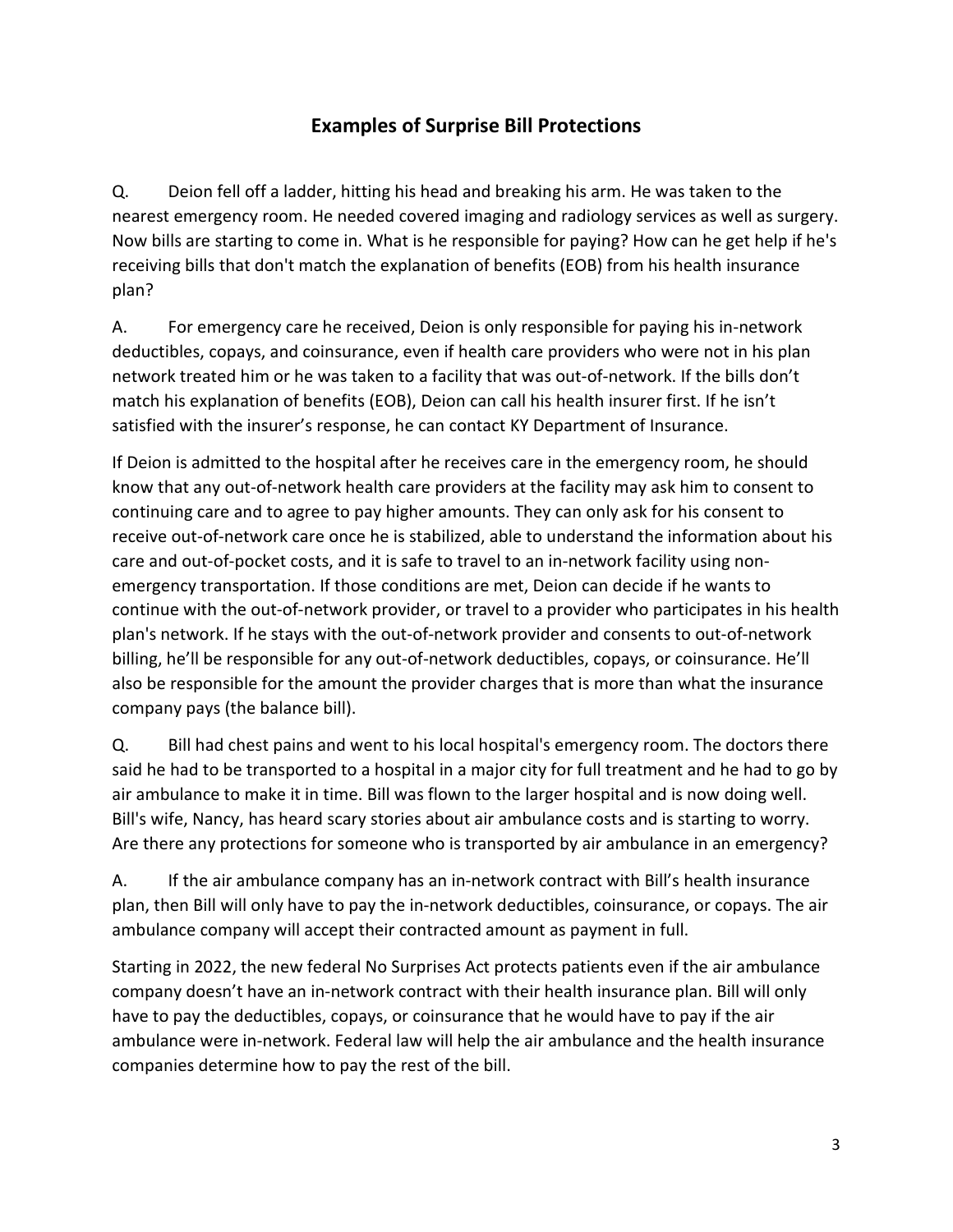## Examples of Surprise Bill Protections

Q. Deion fell off a ladder, hitting his head and breaking his arm. He was taken to the nearest emergency room. He needed covered imaging and radiology services as well as surgery. Now bills are starting to come in. What is he responsible for paying? How can he get help if he's receiving bills that don't match the explanation of benefits (EOB) from his health insurance plan?

A. For emergency care he received, Deion is only responsible for paying his in-network deductibles, copays, and coinsurance, even if health care providers who were not in his plan network treated him or he was taken to a facility that was out-of-network. If the bills don't match his explanation of benefits (EOB), Deion can call his health insurer first. If he isn't satisfied with the insurer's response, he can contact KY Department of Insurance.

If Deion is admitted to the hospital after he receives care in the emergency room, he should know that any out-of-network health care providers at the facility may ask him to consent to continuing care and to agree to pay higher amounts. They can only ask for his consent to receive out-of-network care once he is stabilized, able to understand the information about his care and out-of-pocket costs, and it is safe to travel to an in-network facility using non-emergency transportation. If those conditions are met, Deion can decide if he wants to continue with the out-of-network provider, or travel to a provider who participates in his health plan's network. If he stays with the out-of-network provider and consents to out-of-network billing, he'll be responsible for any out-of-network deductibles, copays, or coinsurance. He'll also be responsible for the amount the provider charges that is more than what the insurance company pays (the balance bill).

Q. Bill had chest pains and went to his local hospital's emergency room. The doctors there said he had to be transported to a hospital in a major city for full treatment and he had to go by air ambulance to make it in time. Bill was flown to the larger hospital and is now doing well. Bill's wife, Nancy, has heard scary stories about air ambulance costs and is starting to worry. Are there any protections for someone who is transported by air ambulance in an emergency?

A. If the air ambulance company has an in-network contract with Bill's health insurance plan, then Bill will only have to pay the in-network deductibles, coinsurance, or copays. The air ambulance company will accept their contracted amount as payment in full.

Starting in 2022, the new federal No Surprises Act protects patients even if the air ambulance company doesn't have an in-network contract with their health insurance plan. Bill will only have to pay the deductibles, copays, or coinsurance that he would have to pay if the air ambulance were in-network. Federal law will help the air ambulance and the health insurance companies determine how to pay the rest of the bill.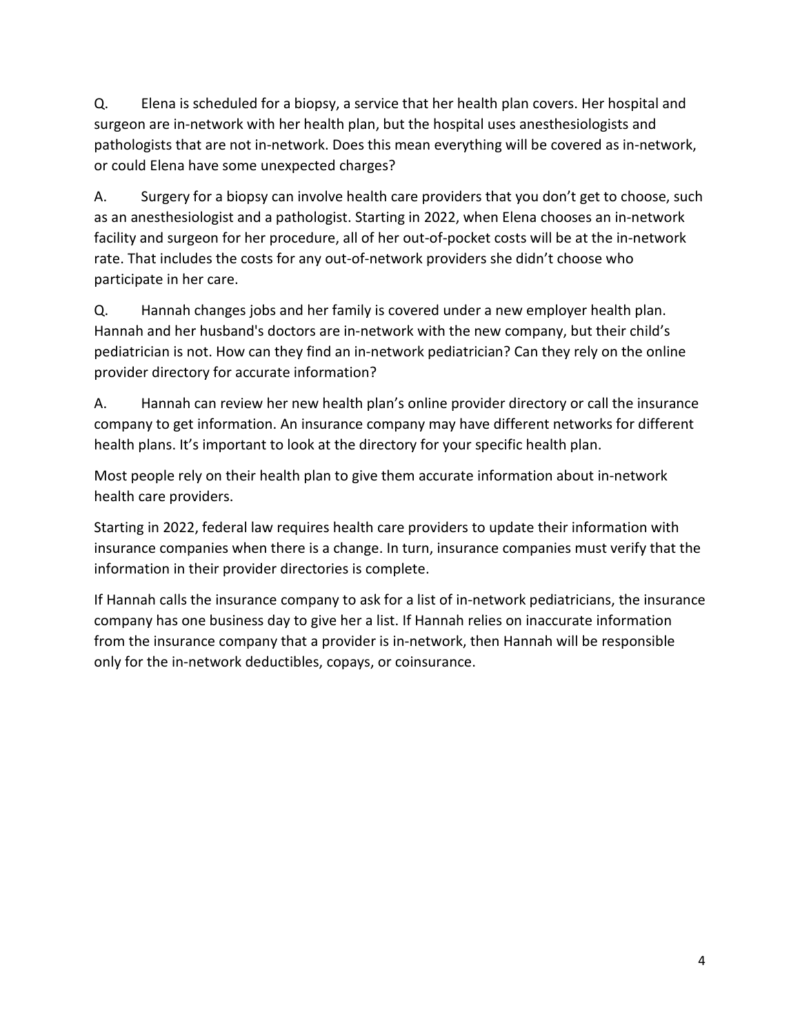Q. Elena is scheduled for a biopsy, a service that her health plan covers. Her hospital and surgeon are in-network with her health plan, but the hospital uses anesthesiologists and pathologists that are not in-network. Does this mean everything will be covered as in-network, or could Elena have some unexpected charges?

A. Surgery for a biopsy can involve health care providers that you don't get to choose, such as an anesthesiologist and a pathologist. Starting in 2022, when Elena chooses an in-network facility and surgeon for her procedure, all of her out-of-pocket costs will be at the in-network rate. That includes the costs for any out-of-network providers she didn't choose who participate in her care.

Q. Hannah changes jobs and her family is covered under a new employer health plan. Hannah and her husband's doctors are in-network with the new company, but their child's pediatrician is not. How can they find an in-network pediatrician? Can they rely on the online provider directory for accurate information?

A. Hannah can review her new health plan's online provider directory or call the insurance company to get information. An insurance company may have different networks for different health plans. It's important to look at the directory for your specific health plan.

Most people rely on their health plan to give them accurate information about in-network health care providers.

Starting in 2022, federal law requires health care providers to update their information with insurance companies when there is a change. In turn, insurance companies must verify that the information in their provider directories is complete.

If Hannah calls the insurance company to ask for a list of in-network pediatricians, the insurance company has one business day to give her a list. If Hannah relies on inaccurate information from the insurance company that a provider is in-network, then Hannah will be responsible only for the in-network deductibles, copays, or coinsurance.